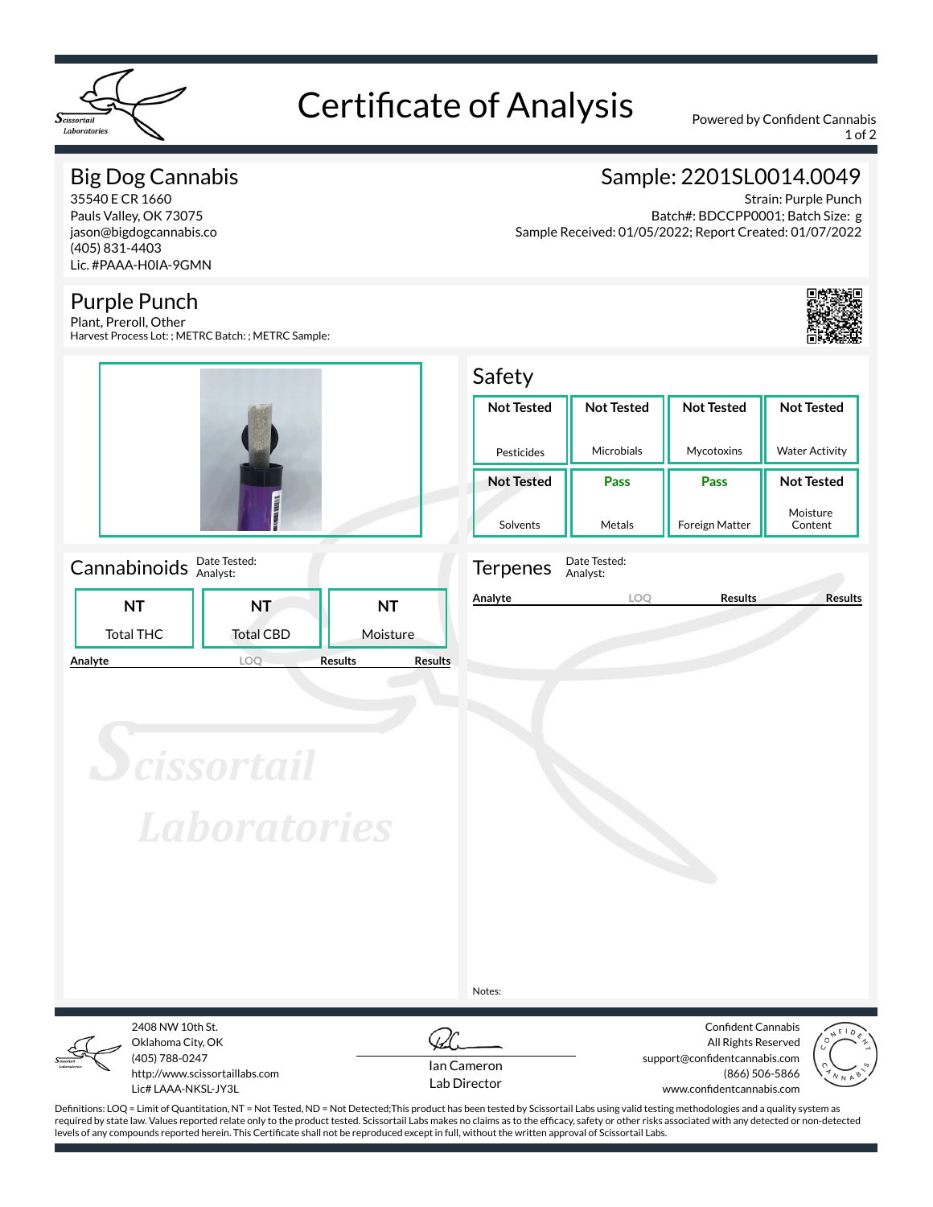# Certificate of Analysis

Powered by Confident Cannabis

## Big Dog Cannabis

35540 E CR 1660
Pauls Valley, OK 73075
jason@bigdogcannabis.co
(405) 831-4403
Lic. #PAAA-H0IA-9GMN

## Sample: 2201SL0014.0049

Strain: Purple Punch
Batch#: BDCCPP0001; Batch Size: g
Sample Received: 01/05/2022; Report Created: 01/07/2022

## Purple Punch

Plant, Preroll, Other
Harvest Process Lot: ; METRC Batch: ; METRC Sample:

## Safety

| Not Tested | Not Tested | Not Tested | Not Tested |
|---|---|---|---|
| Pesticides | Microbials | Mycotoxins | Water Activity |
| **Not Tested** | **Pass** | **Pass** | **Not Tested** |
| Solvents | Metals | Foreign Matter | Moisture Content |

## Cannabinoids

Date Tested:
Analyst:

| NT | NT | NT |
|---|---|---|
| Total THC | Total CBD | Moisture |

| Analyte | LOQ | Results | Results |
|---|---|---|---|

## Terpenes

Date Tested:
Analyst:

| Analyte | LOQ | Results | Results |
|---|---|---|---|

Notes:

2408 NW 10th St.
Oklahoma City, OK
(405) 788-0247
http://www.scissortaillabs.com
Lic# LAAA-NKSL-JY3L

Ian Cameron
Lab Director

Confident Cannabis
All Rights Reserved
support@confidentcannabis.com
(866) 506-5866
www.confidentcannabis.com

Definitions: LOQ = Limit of Quantitation, NT = Not Tested, ND = Not Detected;This product has been tested by Scissortail Labs using valid testing methodologies and a quality system as required by state law. Values reported relate only to the product tested. Scissortail Labs makes no claims as to the efficacy, safety or other risks associated with any detected or non-detected levels of any compounds reported herein. This Certificate shall not be reproduced except in full, without the written approval of Scissortail Labs.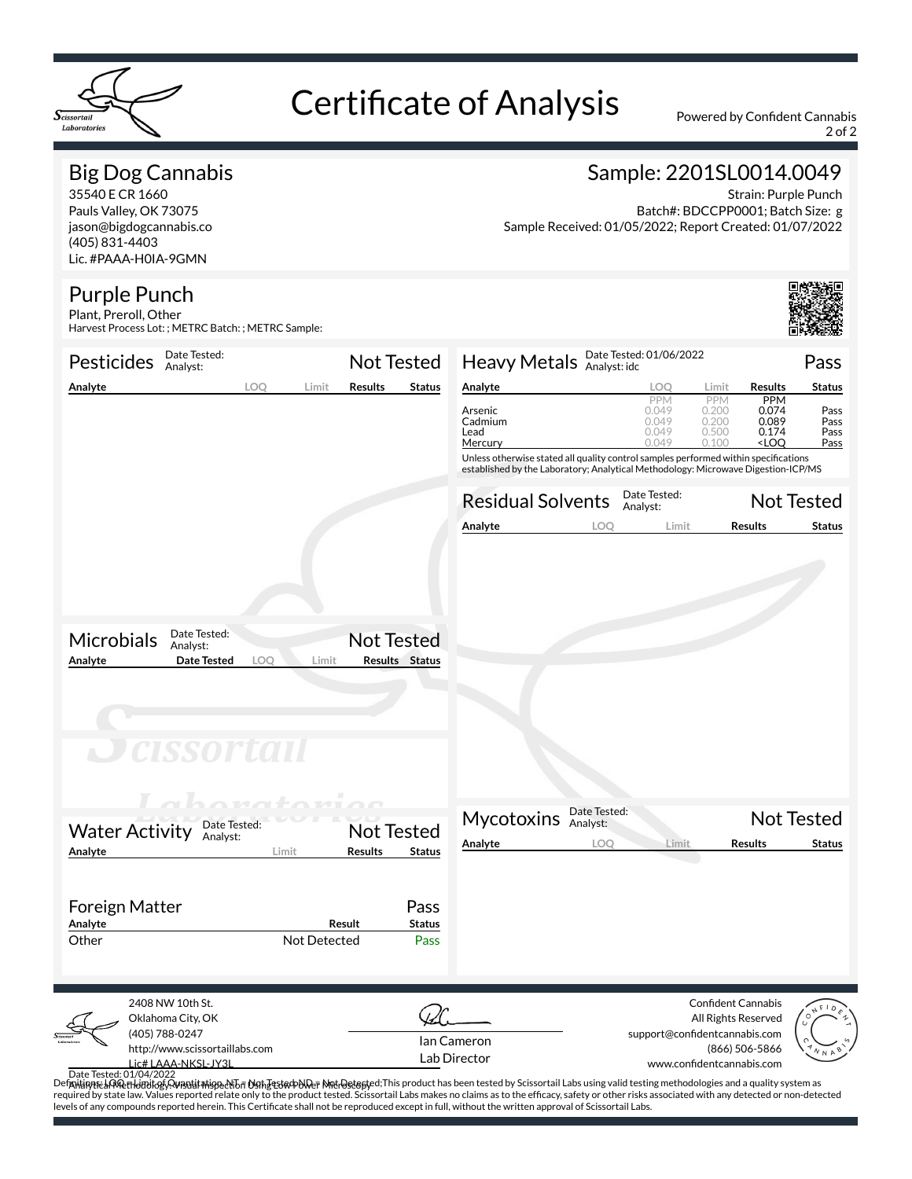# Certificate of Analysis

Powered by Confident Cannabis

## Big Dog Cannabis

35540 E CR 1660
Pauls Valley, OK 73075
jason@bigdogcannabis.co
(405) 831-4403
Lic. #PAAA-H0IA-9GMN

## Sample: 2201SL0014.0049

Strain: Purple Punch
Batch#: BDCCPP0001; Batch Size: g
Sample Received: 01/05/2022; Report Created: 01/07/2022

## Purple Punch

Plant, Preroll, Other
Harvest Process Lot: ; METRC Batch: ; METRC Sample:

### Pesticides

Date Tested:
Analyst:

Not Tested

| Analyte | LOQ | Limit | Results | Status |
|---|---|---|---|---|

### Heavy Metals

Date Tested: 01/06/2022
Analyst: idc

Pass

| Analyte | LOQ | Limit | Results | Status |
|---|---|---|---|---|
| | PPM | PPM | PPM | |
| Arsenic | 0.049 | 0.200 | 0.074 | Pass |
| Cadmium | 0.049 | 0.200 | 0.089 | Pass |
| Lead | 0.049 | 0.500 | 0.174 | Pass |
| Mercury | 0.049 | 0.100 | <LOQ | Pass |

Unless otherwise stated all quality control samples performed within specifications established by the Laboratory; Analytical Methodology: Microwave Digestion-ICP/MS

### Residual Solvents

Date Tested:
Analyst:

Not Tested

| Analyte | LOQ | Limit | Results | Status |
|---|---|---|---|---|

### Microbials

Date Tested:
Analyst:

Not Tested

| Analyte | Date Tested | LOQ | Limit | Results | Status |
|---|---|---|---|---|---|

### Mycotoxins

Date Tested:
Analyst:

Not Tested

| Analyte | LOQ | Limit | Results | Status |
|---|---|---|---|---|

### Water Activity

Date Tested:
Analyst:

Not Tested

| Analyte | Limit | Results | Status |
|---|---|---|---|

### Foreign Matter

Pass

| Analyte | Result | Status |
|---|---|---|
| Other | Not Detected | Pass |

Date Tested: 01/04/2022
Analytical Methodology: Visual Inspection Using Low Power Microscopy

2408 NW 10th St.
Oklahoma City, OK
(405) 788-0247
http://www.scissortaillabs.com
Lic# LAAA-NKSL-JY3L

Ian Cameron
Lab Director

Confident Cannabis
All Rights Reserved
support@confidentcannabis.com
(866) 506-5866
www.confidentcannabis.com

Definitions: LOQ = Limit of Quantitation, NT = Not Tested, ND = Not Detected; This product has been tested by Scissortail Labs using valid testing methodologies and a quality system as required by state law. Values reported relate only to the product tested. Scissortail Labs makes no claims as to the efficacy, safety or other risks associated with any detected or non-detected levels of any compounds reported herein. This Certificate shall not be reproduced except in full, without the written approval of Scissortail Labs.